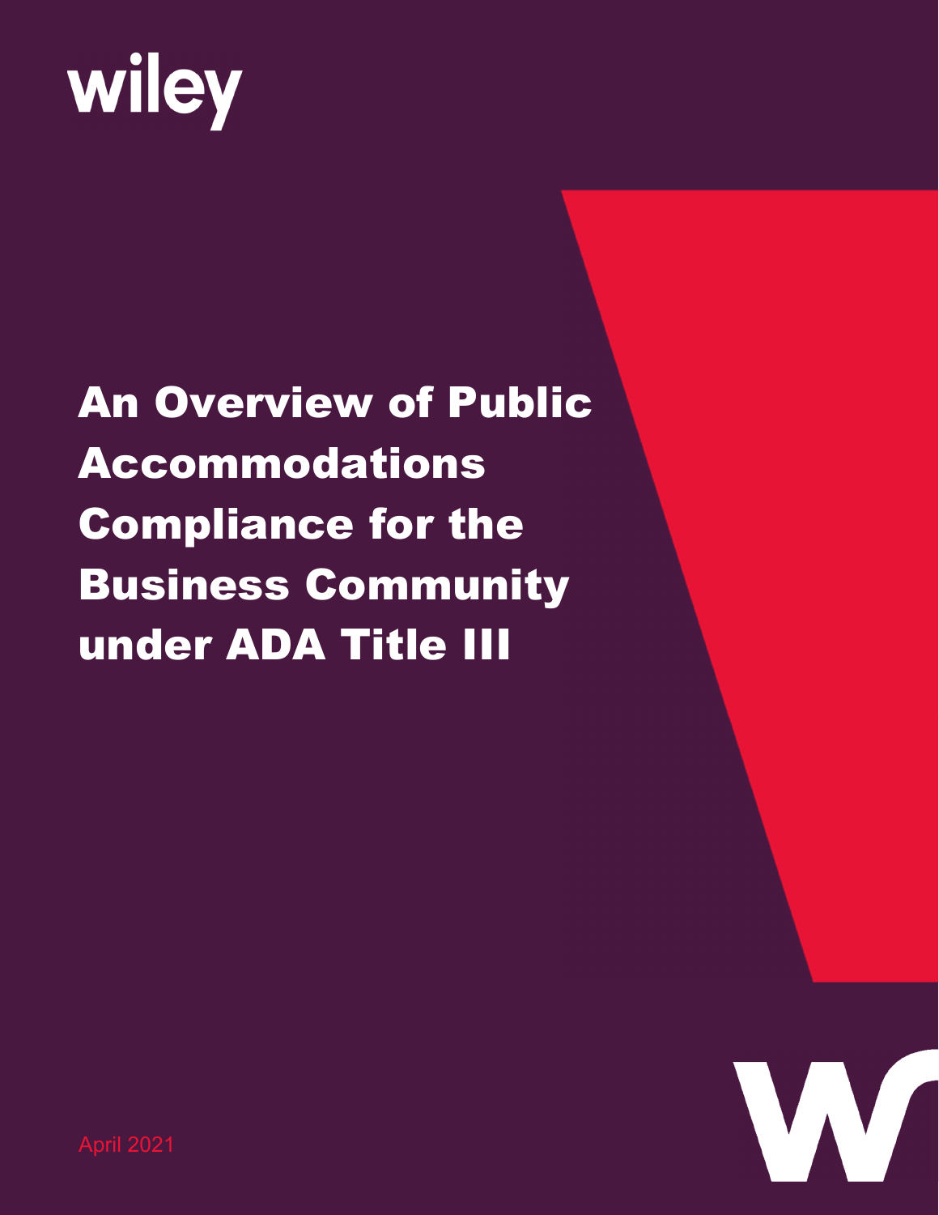wiley

# An Overview of Public Accommodations Compliance for the Business Community under ADA Title III

April 2021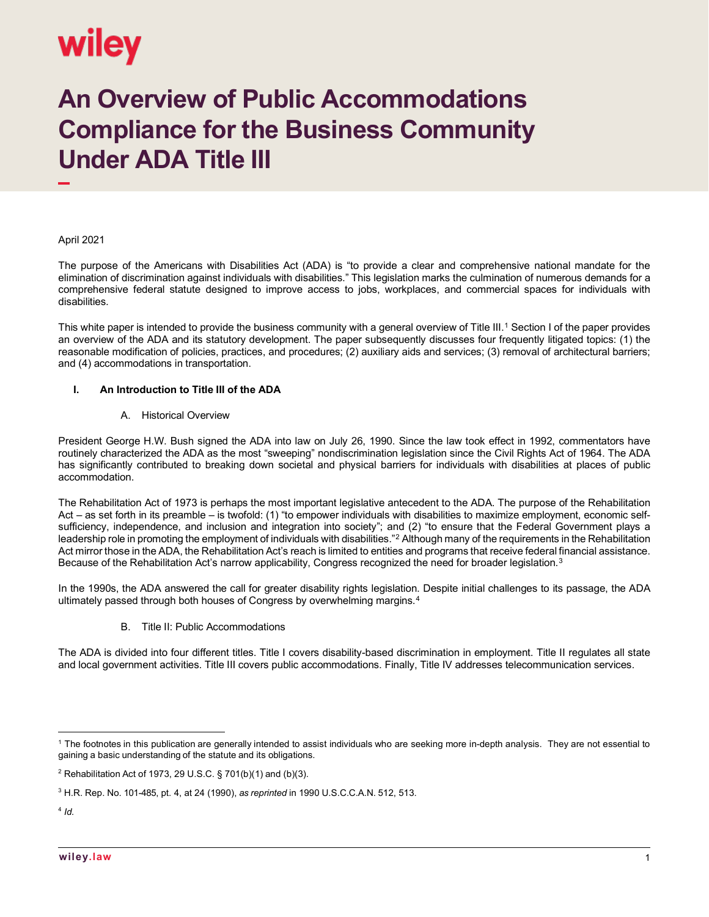# An Overview of Public Accommodations Compliance for the Business Community Under ADA Title III

April 2021

The purpose of the Americans with Disabilities Act (ADA) is "to provide a clear and comprehensive national mandate for the elimination of discrimination against individuals with disabilities." This legislation marks the culmination of numerous demands for a comprehensive federal statute designed to improve access to jobs, workplaces, and commercial spaces for individuals with disabilities.

This white paper is intended to provide the business community with a general overview of Title III.[1] Section I of the paper provides an overview of the ADA and its statutory development. The paper subsequently discusses four frequently litigated topics: (1) the reasonable modification of policies, practices, and procedures; (2) auxiliary aids and services; (3) removal of architectural barriers; and (4) accommodations in transportation.

## I. An Introduction to Title III of the ADA

### A. Historical Overview

President George H.W. Bush signed the ADA into law on July 26, 1990. Since the law took effect in 1992, commentators have routinely characterized the ADA as the most "sweeping" nondiscrimination legislation since the Civil Rights Act of 1964. The ADA has significantly contributed to breaking down societal and physical barriers for individuals with disabilities at places of public accommodation.

The Rehabilitation Act of 1973 is perhaps the most important legislative antecedent to the ADA. The purpose of the Rehabilitation Act – as set forth in its preamble – is twofold: (1) "to empower individuals with disabilities to maximize employment, economic self-sufficiency, independence, and inclusion and integration into society"; and (2) "to ensure that the Federal Government plays a leadership role in promoting the employment of individuals with disabilities."[2] Although many of the requirements in the Rehabilitation Act mirror those in the ADA, the Rehabilitation Act's reach is limited to entities and programs that receive federal financial assistance. Because of the Rehabilitation Act's narrow applicability, Congress recognized the need for broader legislation.[3]

In the 1990s, the ADA answered the call for greater disability rights legislation. Despite initial challenges to its passage, the ADA ultimately passed through both houses of Congress by overwhelming margins.[4]

### B. Title II: Public Accommodations

The ADA is divided into four different titles. Title I covers disability-based discrimination in employment. Title II regulates all state and local government activities. Title III covers public accommodations. Finally, Title IV addresses telecommunication services.

---

[1] The footnotes in this publication are generally intended to assist individuals who are seeking more in-depth analysis. They are not essential to gaining a basic understanding of the statute and its obligations.

[2] Rehabilitation Act of 1973, 29 U.S.C. § 701(b)(1) and (b)(3).

[3] H.R. Rep. No. 101-485, pt. 4, at 24 (1990), *as reprinted* in 1990 U.S.C.C.A.N. 512, 513.

[4] *Id.*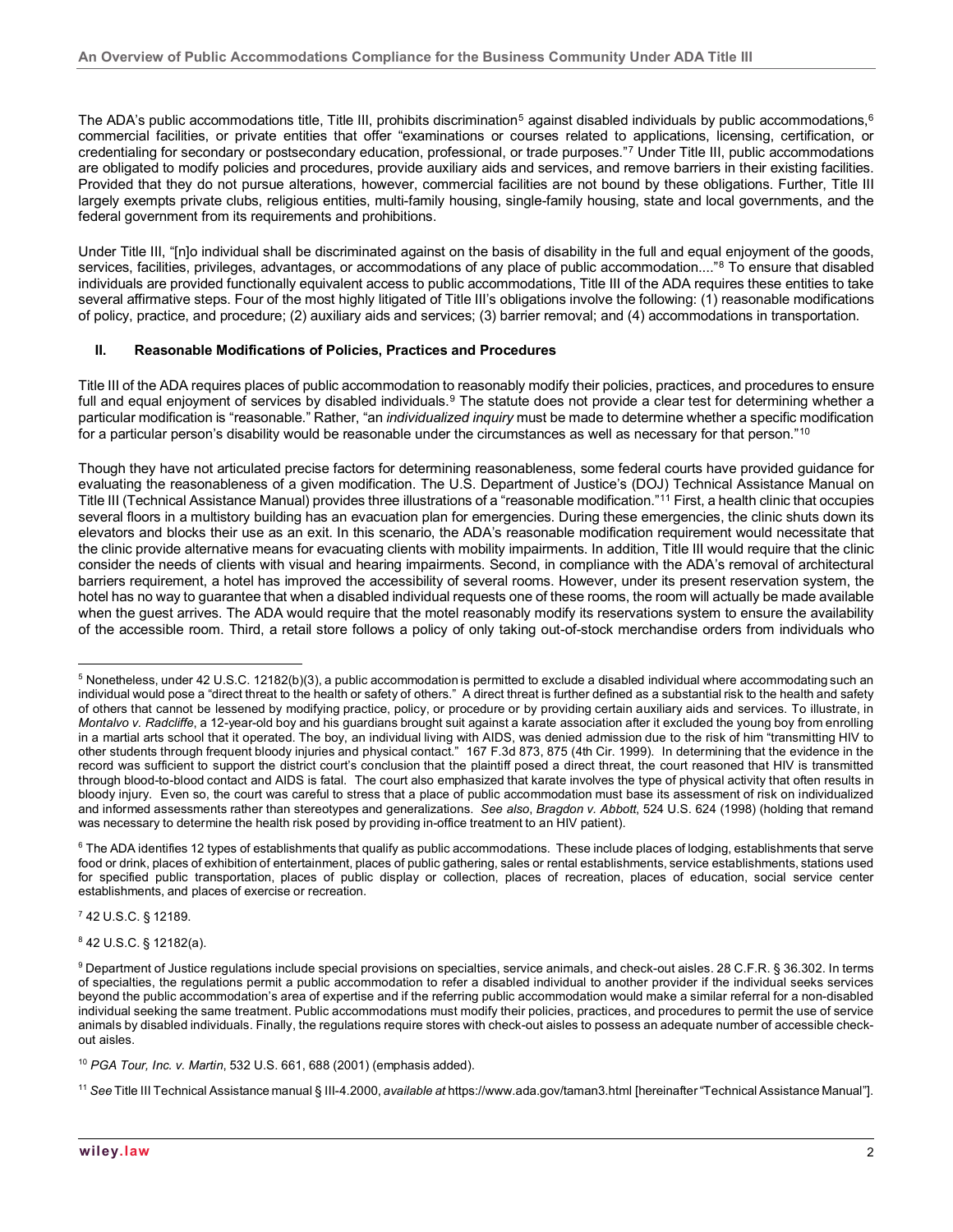The ADA's public accommodations title, Title III, prohibits discrimination[5] against disabled individuals by public accommodations,[6] commercial facilities, or private entities that offer "examinations or courses related to applications, licensing, certification, or credentialing for secondary or postsecondary education, professional, or trade purposes."[7] Under Title III, public accommodations are obligated to modify policies and procedures, provide auxiliary aids and services, and remove barriers in their existing facilities. Provided that they do not pursue alterations, however, commercial facilities are not bound by these obligations. Further, Title III largely exempts private clubs, religious entities, multi-family housing, single-family housing, state and local governments, and the federal government from its requirements and prohibitions.

Under Title III, "[n]o individual shall be discriminated against on the basis of disability in the full and equal enjoyment of the goods, services, facilities, privileges, advantages, or accommodations of any place of public accommodation...."[8] To ensure that disabled individuals are provided functionally equivalent access to public accommodations, Title III of the ADA requires these entities to take several affirmative steps. Four of the most highly litigated of Title III's obligations involve the following: (1) reasonable modifications of policy, practice, and procedure; (2) auxiliary aids and services; (3) barrier removal; and (4) accommodations in transportation.

## II. Reasonable Modifications of Policies, Practices and Procedures

Title III of the ADA requires places of public accommodation to reasonably modify their policies, practices, and procedures to ensure full and equal enjoyment of services by disabled individuals.[9] The statute does not provide a clear test for determining whether a particular modification is "reasonable." Rather, "an *individualized inquiry* must be made to determine whether a specific modification for a particular person's disability would be reasonable under the circumstances as well as necessary for that person."[10]

Though they have not articulated precise factors for determining reasonableness, some federal courts have provided guidance for evaluating the reasonableness of a given modification. The U.S. Department of Justice's (DOJ) Technical Assistance Manual on Title III (Technical Assistance Manual) provides three illustrations of a "reasonable modification."[11] First, a health clinic that occupies several floors in a multistory building has an evacuation plan for emergencies. During these emergencies, the clinic shuts down its elevators and blocks their use as an exit. In this scenario, the ADA's reasonable modification requirement would necessitate that the clinic provide alternative means for evacuating clients with mobility impairments. In addition, Title III would require that the clinic consider the needs of clients with visual and hearing impairments. Second, in compliance with the ADA's removal of architectural barriers requirement, a hotel has improved the accessibility of several rooms. However, under its present reservation system, the hotel has no way to guarantee that when a disabled individual requests one of these rooms, the room will actually be made available when the guest arrives. The ADA would require that the motel reasonably modify its reservations system to ensure the availability of the accessible room. Third, a retail store follows a policy of only taking out-of-stock merchandise orders from individuals who

---

[5] Nonetheless, under 42 U.S.C. 12182(b)(3), a public accommodation is permitted to exclude a disabled individual where accommodating such an individual would pose a "direct threat to the health or safety of others." A direct threat is further defined as a substantial risk to the health and safety of others that cannot be lessened by modifying practice, policy, or procedure or by providing certain auxiliary aids and services. To illustrate, in *Montalvo v. Radcliffe*, a 12-year-old boy and his guardians brought suit against a karate association after it excluded the young boy from enrolling in a martial arts school that it operated. The boy, an individual living with AIDS, was denied admission due to the risk of him "transmitting HIV to other students through frequent bloody injuries and physical contact." 167 F.3d 873, 875 (4th Cir. 1999). In determining that the evidence in the record was sufficient to support the district court's conclusion that the plaintiff posed a direct threat, the court reasoned that HIV is transmitted through blood-to-blood contact and AIDS is fatal. The court also emphasized that karate involves the type of physical activity that often results in bloody injury. Even so, the court was careful to stress that a place of public accommodation must base its assessment of risk on individualized and informed assessments rather than stereotypes and generalizations. *See also*, *Bragdon v. Abbott*, 524 U.S. 624 (1998) (holding that remand was necessary to determine the health risk posed by providing in-office treatment to an HIV patient).

[6] The ADA identifies 12 types of establishments that qualify as public accommodations. These include places of lodging, establishments that serve food or drink, places of exhibition of entertainment, places of public gathering, sales or rental establishments, service establishments, stations used for specified public transportation, places of public display or collection, places of recreation, places of education, social service center establishments, and places of exercise or recreation.

[7] 42 U.S.C. § 12189.

[8] 42 U.S.C. § 12182(a).

[9] Department of Justice regulations include special provisions on specialties, service animals, and check-out aisles. 28 C.F.R. § 36.302. In terms of specialties, the regulations permit a public accommodation to refer a disabled individual to another provider if the individual seeks services beyond the public accommodation's area of expertise and if the referring public accommodation would make a similar referral for a non-disabled individual seeking the same treatment. Public accommodations must modify their policies, practices, and procedures to permit the use of service animals by disabled individuals. Finally, the regulations require stores with check-out aisles to possess an adequate number of accessible check-out aisles.

[10] *PGA Tour, Inc. v. Martin*, 532 U.S. 661, 688 (2001) (emphasis added).

[11] *See* Title III Technical Assistance manual § III-4.2000, *available at* https://www.ada.gov/taman3.html [hereinafter "Technical Assistance Manual"].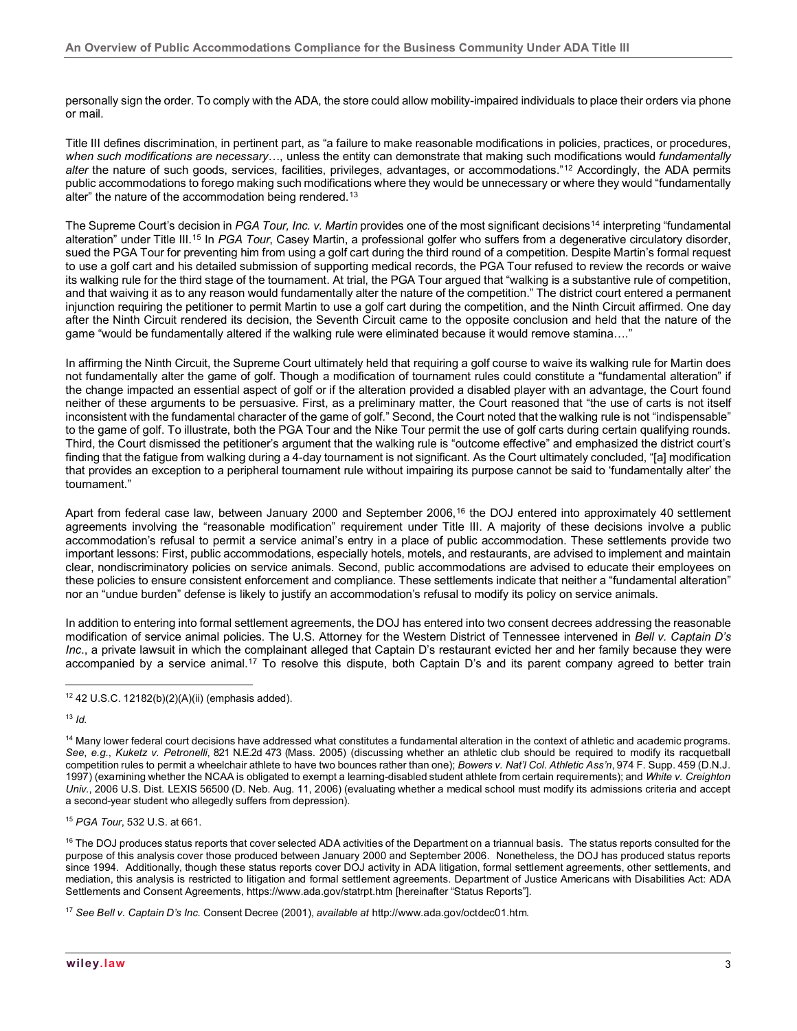personally sign the order. To comply with the ADA, the store could allow mobility-impaired individuals to place their orders via phone or mail.

Title III defines discrimination, in pertinent part, as "a failure to make reasonable modifications in policies, practices, or procedures, *when such modifications are necessary*…, unless the entity can demonstrate that making such modifications would *fundamentally alter* the nature of such goods, services, facilities, privileges, advantages, or accommodations."[12] Accordingly, the ADA permits public accommodations to forego making such modifications where they would be unnecessary or where they would "fundamentally alter" the nature of the accommodation being rendered.[13]

The Supreme Court's decision in *PGA Tour, Inc. v. Martin* provides one of the most significant decisions[14] interpreting "fundamental alteration" under Title III.[15] In *PGA Tour*, Casey Martin, a professional golfer who suffers from a degenerative circulatory disorder, sued the PGA Tour for preventing him from using a golf cart during the third round of a competition. Despite Martin's formal request to use a golf cart and his detailed submission of supporting medical records, the PGA Tour refused to review the records or waive its walking rule for the third stage of the tournament. At trial, the PGA Tour argued that "walking is a substantive rule of competition, and that waiving it as to any reason would fundamentally alter the nature of the competition." The district court entered a permanent injunction requiring the petitioner to permit Martin to use a golf cart during the competition, and the Ninth Circuit affirmed. One day after the Ninth Circuit rendered its decision, the Seventh Circuit came to the opposite conclusion and held that the nature of the game "would be fundamentally altered if the walking rule were eliminated because it would remove stamina…."

In affirming the Ninth Circuit, the Supreme Court ultimately held that requiring a golf course to waive its walking rule for Martin does not fundamentally alter the game of golf. Though a modification of tournament rules could constitute a "fundamental alteration" if the change impacted an essential aspect of golf or if the alteration provided a disabled player with an advantage, the Court found neither of these arguments to be persuasive. First, as a preliminary matter, the Court reasoned that "the use of carts is not itself inconsistent with the fundamental character of the game of golf." Second, the Court noted that the walking rule is not "indispensable" to the game of golf. To illustrate, both the PGA Tour and the Nike Tour permit the use of golf carts during certain qualifying rounds. Third, the Court dismissed the petitioner's argument that the walking rule is "outcome effective" and emphasized the district court's finding that the fatigue from walking during a 4-day tournament is not significant. As the Court ultimately concluded, "[a] modification that provides an exception to a peripheral tournament rule without impairing its purpose cannot be said to 'fundamentally alter' the tournament."

Apart from federal case law, between January 2000 and September 2006,[16] the DOJ entered into approximately 40 settlement agreements involving the "reasonable modification" requirement under Title III. A majority of these decisions involve a public accommodation's refusal to permit a service animal's entry in a place of public accommodation. These settlements provide two important lessons: First, public accommodations, especially hotels, motels, and restaurants, are advised to implement and maintain clear, nondiscriminatory policies on service animals. Second, public accommodations are advised to educate their employees on these policies to ensure consistent enforcement and compliance. These settlements indicate that neither a "fundamental alteration" nor an "undue burden" defense is likely to justify an accommodation's refusal to modify its policy on service animals.

In addition to entering into formal settlement agreements, the DOJ has entered into two consent decrees addressing the reasonable modification of service animal policies. The U.S. Attorney for the Western District of Tennessee intervened in *Bell v. Captain D's Inc.*, a private lawsuit in which the complainant alleged that Captain D's restaurant evicted her and her family because they were accompanied by a service animal.[17] To resolve this dispute, both Captain D's and its parent company agreed to better train

---

[12] 42 U.S.C. 12182(b)(2)(A)(ii) (emphasis added).

[13] *Id.*

[14] Many lower federal court decisions have addressed what constitutes a fundamental alteration in the context of athletic and academic programs. *See*, *e.g.*, *Kuketz v. Petronelli*, 821 N.E.2d 473 (Mass. 2005) (discussing whether an athletic club should be required to modify its racquetball competition rules to permit a wheelchair athlete to have two bounces rather than one); *Bowers v. Nat'l Col. Athletic Ass'n*, 974 F. Supp. 459 (D.N.J. 1997) (examining whether the NCAA is obligated to exempt a learning-disabled student athlete from certain requirements); and *White v. Creighton Univ.*, 2006 U.S. Dist. LEXIS 56500 (D. Neb. Aug. 11, 2006) (evaluating whether a medical school must modify its admissions criteria and accept a second-year student who allegedly suffers from depression).

[15] *PGA Tour*, 532 U.S. at 661.

[16] The DOJ produces status reports that cover selected ADA activities of the Department on a triannual basis. The status reports consulted for the purpose of this analysis cover those produced between January 2000 and September 2006. Nonetheless, the DOJ has produced status reports since 1994. Additionally, though these status reports cover DOJ activity in ADA litigation, formal settlement agreements, other settlements, and mediation, this analysis is restricted to litigation and formal settlement agreements. Department of Justice Americans with Disabilities Act: ADA Settlements and Consent Agreements, https://www.ada.gov/statrpt.htm [hereinafter "Status Reports"].

[17] *See Bell v. Captain D's Inc.* Consent Decree (2001), *available at* http://www.ada.gov/octdec01.htm.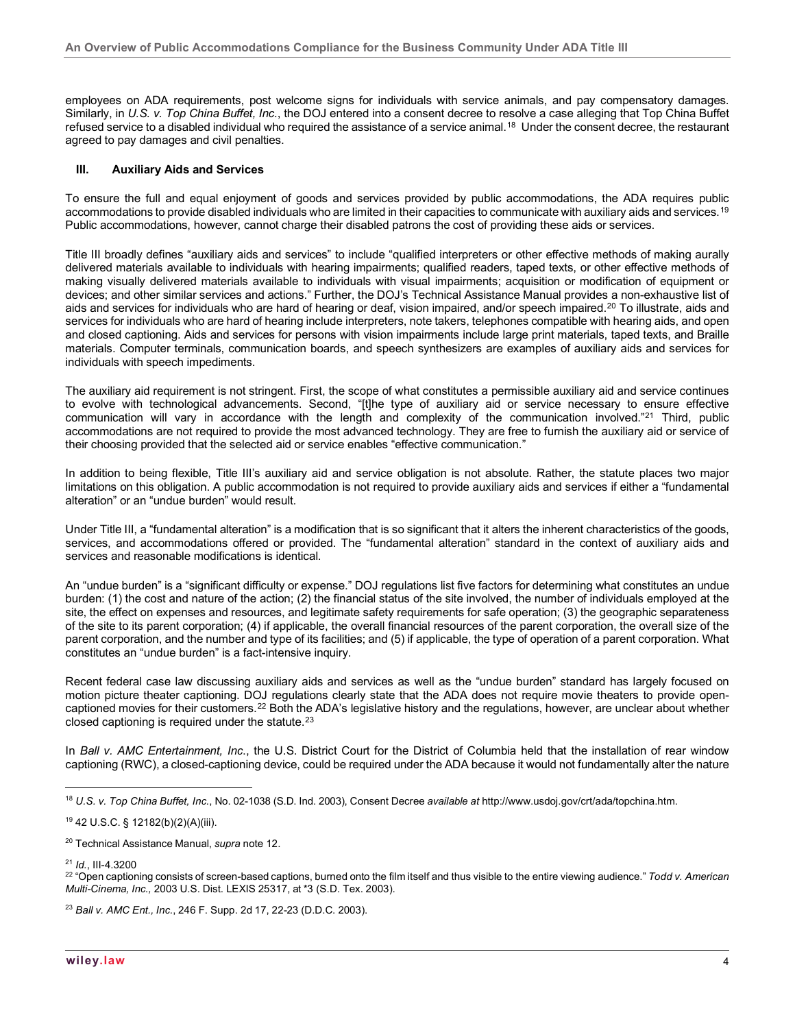employees on ADA requirements, post welcome signs for individuals with service animals, and pay compensatory damages. Similarly, in *U.S. v. Top China Buffet, Inc.*, the DOJ entered into a consent decree to resolve a case alleging that Top China Buffet refused service to a disabled individual who required the assistance of a service animal.[18] Under the consent decree, the restaurant agreed to pay damages and civil penalties.

### III. Auxiliary Aids and Services

To ensure the full and equal enjoyment of goods and services provided by public accommodations, the ADA requires public accommodations to provide disabled individuals who are limited in their capacities to communicate with auxiliary aids and services.[19] Public accommodations, however, cannot charge their disabled patrons the cost of providing these aids or services.

Title III broadly defines "auxiliary aids and services" to include "qualified interpreters or other effective methods of making aurally delivered materials available to individuals with hearing impairments; qualified readers, taped texts, or other effective methods of making visually delivered materials available to individuals with visual impairments; acquisition or modification of equipment or devices; and other similar services and actions." Further, the DOJ's Technical Assistance Manual provides a non-exhaustive list of aids and services for individuals who are hard of hearing or deaf, vision impaired, and/or speech impaired.[20] To illustrate, aids and services for individuals who are hard of hearing include interpreters, note takers, telephones compatible with hearing aids, and open and closed captioning. Aids and services for persons with vision impairments include large print materials, taped texts, and Braille materials. Computer terminals, communication boards, and speech synthesizers are examples of auxiliary aids and services for individuals with speech impediments.

The auxiliary aid requirement is not stringent. First, the scope of what constitutes a permissible auxiliary aid and service continues to evolve with technological advancements. Second, "[t]he type of auxiliary aid or service necessary to ensure effective communication will vary in accordance with the length and complexity of the communication involved."[21] Third, public accommodations are not required to provide the most advanced technology. They are free to furnish the auxiliary aid or service of their choosing provided that the selected aid or service enables "effective communication."

In addition to being flexible, Title III's auxiliary aid and service obligation is not absolute. Rather, the statute places two major limitations on this obligation. A public accommodation is not required to provide auxiliary aids and services if either a "fundamental alteration" or an "undue burden" would result.

Under Title III, a "fundamental alteration" is a modification that is so significant that it alters the inherent characteristics of the goods, services, and accommodations offered or provided. The "fundamental alteration" standard in the context of auxiliary aids and services and reasonable modifications is identical.

An "undue burden" is a "significant difficulty or expense." DOJ regulations list five factors for determining what constitutes an undue burden: (1) the cost and nature of the action; (2) the financial status of the site involved, the number of individuals employed at the site, the effect on expenses and resources, and legitimate safety requirements for safe operation; (3) the geographic separateness of the site to its parent corporation; (4) if applicable, the overall financial resources of the parent corporation, the overall size of the parent corporation, and the number and type of its facilities; and (5) if applicable, the type of operation of a parent corporation. What constitutes an "undue burden" is a fact-intensive inquiry.

Recent federal case law discussing auxiliary aids and services as well as the "undue burden" standard has largely focused on motion picture theater captioning. DOJ regulations clearly state that the ADA does not require movie theaters to provide open-captioned movies for their customers.[22] Both the ADA's legislative history and the regulations, however, are unclear about whether closed captioning is required under the statute.[23]

In *Ball v. AMC Entertainment, Inc.*, the U.S. District Court for the District of Columbia held that the installation of rear window captioning (RWC), a closed-captioning device, could be required under the ADA because it would not fundamentally alter the nature

---

[18] *U.S. v. Top China Buffet, Inc.*, No. 02-1038 (S.D. Ind. 2003), Consent Decree *available at* http://www.usdoj.gov/crt/ada/topchina.htm.

[19] 42 U.S.C. § 12182(b)(2)(A)(iii).

[20] Technical Assistance Manual, *supra* note 12.

[21] *Id.*, III-4.3200

[22] "Open captioning consists of screen-based captions, burned onto the film itself and thus visible to the entire viewing audience." *Todd v. American Multi-Cinema, Inc.*, 2003 U.S. Dist. LEXIS 25317, at *3 (S.D. Tex. 2003).

[23] *Ball v. AMC Ent., Inc.*, 246 F. Supp. 2d 17, 22-23 (D.D.C. 2003).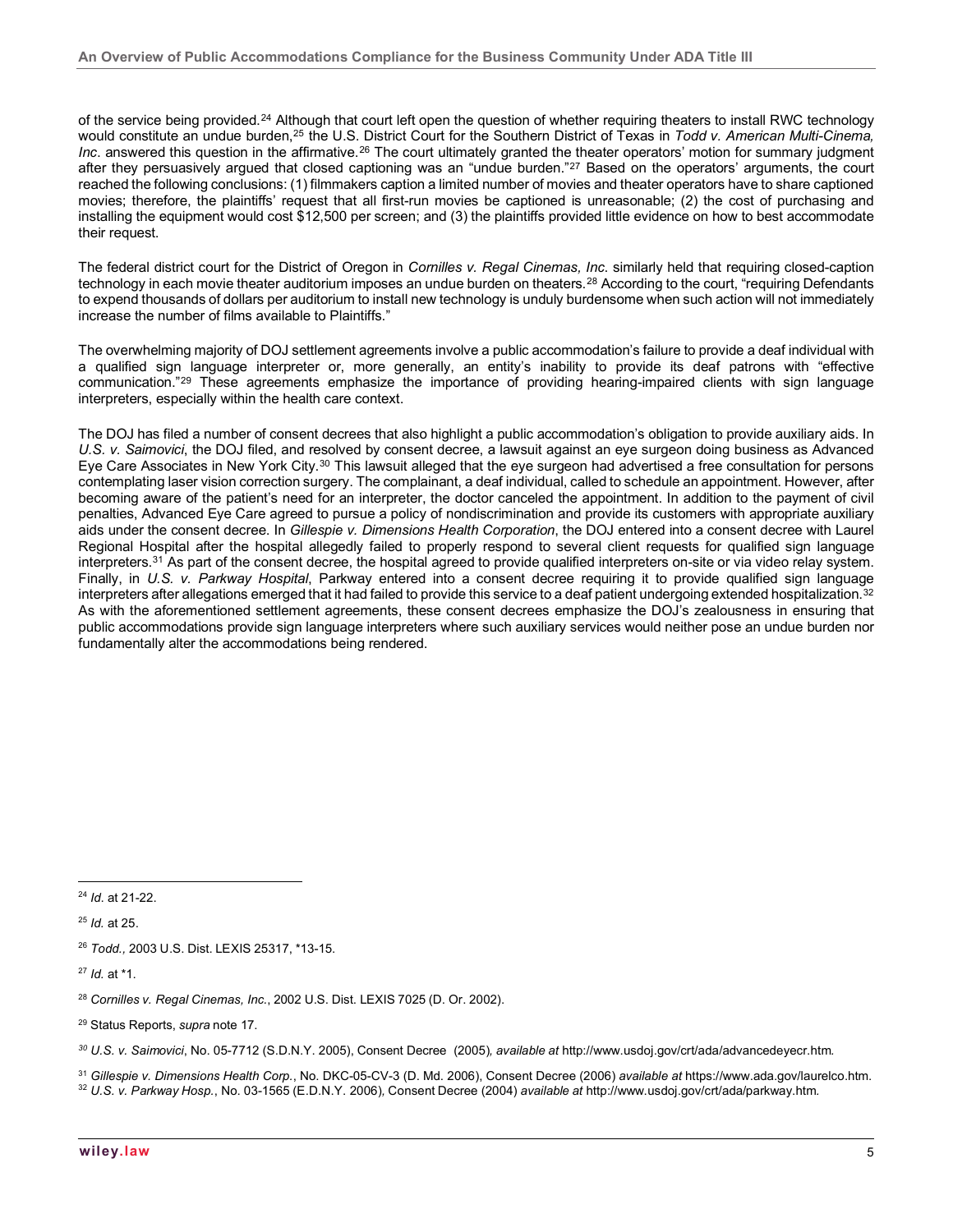of the service being provided.[24] Although that court left open the question of whether requiring theaters to install RWC technology would constitute an undue burden,[25] the U.S. District Court for the Southern District of Texas in *Todd v. American Multi-Cinema, Inc*. answered this question in the affirmative.[26] The court ultimately granted the theater operators' motion for summary judgment after they persuasively argued that closed captioning was an "undue burden."[27] Based on the operators' arguments, the court reached the following conclusions: (1) filmmakers caption a limited number of movies and theater operators have to share captioned movies; therefore, the plaintiffs' request that all first-run movies be captioned is unreasonable; (2) the cost of purchasing and installing the equipment would cost $12,500 per screen; and (3) the plaintiffs provided little evidence on how to best accommodate their request.

The federal district court for the District of Oregon in *Cornilles v. Regal Cinemas, Inc*. similarly held that requiring closed-caption technology in each movie theater auditorium imposes an undue burden on theaters.[28] According to the court, "requiring Defendants to expend thousands of dollars per auditorium to install new technology is unduly burdensome when such action will not immediately increase the number of films available to Plaintiffs."

The overwhelming majority of DOJ settlement agreements involve a public accommodation's failure to provide a deaf individual with a qualified sign language interpreter or, more generally, an entity's inability to provide its deaf patrons with "effective communication."[29] These agreements emphasize the importance of providing hearing-impaired clients with sign language interpreters, especially within the health care context.

The DOJ has filed a number of consent decrees that also highlight a public accommodation's obligation to provide auxiliary aids. In *U.S. v. Saimovici*, the DOJ filed, and resolved by consent decree, a lawsuit against an eye surgeon doing business as Advanced Eye Care Associates in New York City.[30] This lawsuit alleged that the eye surgeon had advertised a free consultation for persons contemplating laser vision correction surgery. The complainant, a deaf individual, called to schedule an appointment. However, after becoming aware of the patient's need for an interpreter, the doctor canceled the appointment. In addition to the payment of civil penalties, Advanced Eye Care agreed to pursue a policy of nondiscrimination and provide its customers with appropriate auxiliary aids under the consent decree. In *Gillespie v. Dimensions Health Corporation*, the DOJ entered into a consent decree with Laurel Regional Hospital after the hospital allegedly failed to properly respond to several client requests for qualified sign language interpreters.[31] As part of the consent decree, the hospital agreed to provide qualified interpreters on-site or via video relay system. Finally, in *U.S. v. Parkway Hospital*, Parkway entered into a consent decree requiring it to provide qualified sign language interpreters after allegations emerged that it had failed to provide this service to a deaf patient undergoing extended hospitalization.[32] As with the aforementioned settlement agreements, these consent decrees emphasize the DOJ's zealousness in ensuring that public accommodations provide sign language interpreters where such auxiliary services would neither pose an undue burden nor fundamentally alter the accommodations being rendered.

---

[24] *Id.* at 21-22.

[25] *Id.* at 25.

[26] *Todd.,* 2003 U.S. Dist. LEXIS 25317, *13-15.

[27] *Id.* at *1.

[28] *Cornilles v. Regal Cinemas, Inc.*, 2002 U.S. Dist. LEXIS 7025 (D. Or. 2002).

[29] Status Reports, *supra* note 17.

[30] *U.S. v. Saimovici*, No. 05-7712 (S.D.N.Y. 2005), Consent Decree (2005), *available at* http://www.usdoj.gov/crt/ada/advancedeyecr.htm.

[31] *Gillespie v. Dimensions Health Corp.*, No. DKC-05-CV-3 (D. Md. 2006), Consent Decree (2006) *available at* https://www.ada.gov/laurelco.htm.

[32] *U.S. v. Parkway Hosp.*, No. 03-1565 (E.D.N.Y. 2006), Consent Decree (2004) *available at* http://www.usdoj.gov/crt/ada/parkway.htm.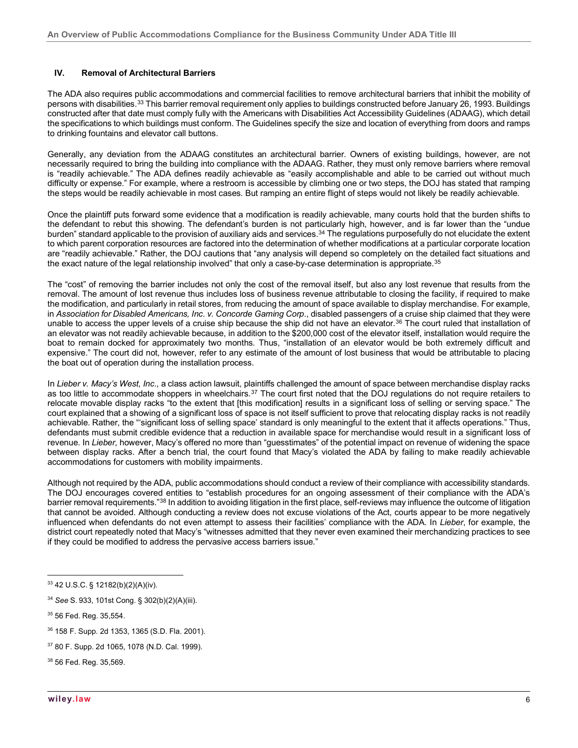### IV. Removal of Architectural Barriers

The ADA also requires public accommodations and commercial facilities to remove architectural barriers that inhibit the mobility of persons with disabilities.[33] This barrier removal requirement only applies to buildings constructed before January 26, 1993. Buildings constructed after that date must comply fully with the Americans with Disabilities Act Accessibility Guidelines (ADAAG), which detail the specifications to which buildings must conform. The Guidelines specify the size and location of everything from doors and ramps to drinking fountains and elevator call buttons.

Generally, any deviation from the ADAAG constitutes an architectural barrier. Owners of existing buildings, however, are not necessarily required to bring the building into compliance with the ADAAG. Rather, they must only remove barriers where removal is "readily achievable." The ADA defines readily achievable as "easily accomplishable and able to be carried out without much difficulty or expense." For example, where a restroom is accessible by climbing one or two steps, the DOJ has stated that ramping the steps would be readily achievable in most cases. But ramping an entire flight of steps would not likely be readily achievable.

Once the plaintiff puts forward some evidence that a modification is readily achievable, many courts hold that the burden shifts to the defendant to rebut this showing. The defendant's burden is not particularly high, however, and is far lower than the "undue burden" standard applicable to the provision of auxiliary aids and services.[34] The regulations purposefully do not elucidate the extent to which parent corporation resources are factored into the determination of whether modifications at a particular corporate location are "readily achievable." Rather, the DOJ cautions that "any analysis will depend so completely on the detailed fact situations and the exact nature of the legal relationship involved" that only a case-by-case determination is appropriate.[35]

The "cost" of removing the barrier includes not only the cost of the removal itself, but also any lost revenue that results from the removal. The amount of lost revenue thus includes loss of business revenue attributable to closing the facility, if required to make the modification, and particularly in retail stores, from reducing the amount of space available to display merchandise. For example, in *Association for Disabled Americans, Inc. v. Concorde Gaming Corp*., disabled passengers of a cruise ship claimed that they were unable to access the upper levels of a cruise ship because the ship did not have an elevator.[36] The court ruled that installation of an elevator was not readily achievable because, in addition to the $200,000 cost of the elevator itself, installation would require the boat to remain docked for approximately two months. Thus, "installation of an elevator would be both extremely difficult and expensive." The court did not, however, refer to any estimate of the amount of lost business that would be attributable to placing the boat out of operation during the installation process.

In *Lieber v. Macy's West, Inc.*, a class action lawsuit, plaintiffs challenged the amount of space between merchandise display racks as too little to accommodate shoppers in wheelchairs.[37] The court first noted that the DOJ regulations do not require retailers to relocate movable display racks "to the extent that [this modification] results in a significant loss of selling or serving space." The court explained that a showing of a significant loss of space is not itself sufficient to prove that relocating display racks is not readily achievable. Rather, the "'significant loss of selling space' standard is only meaningful to the extent that it affects operations." Thus, defendants must submit credible evidence that a reduction in available space for merchandise would result in a significant loss of revenue. In *Lieber*, however, Macy's offered no more than "guesstimates" of the potential impact on revenue of widening the space between display racks. After a bench trial, the court found that Macy's violated the ADA by failing to make readily achievable accommodations for customers with mobility impairments.

Although not required by the ADA, public accommodations should conduct a review of their compliance with accessibility standards. The DOJ encourages covered entities to "establish procedures for an ongoing assessment of their compliance with the ADA's barrier removal requirements."[38] In addition to avoiding litigation in the first place, self-reviews may influence the outcome of litigation that cannot be avoided. Although conducting a review does not excuse violations of the Act, courts appear to be more negatively influenced when defendants do not even attempt to assess their facilities' compliance with the ADA. In *Lieber*, for example, the district court repeatedly noted that Macy's "witnesses admitted that they never even examined their merchandizing practices to see if they could be modified to address the pervasive access barriers issue."

---

[33] 42 U.S.C. § 12182(b)(2)(A)(iv).

[34] *See* S. 933, 101st Cong. § 302(b)(2)(A)(iii).

[35] 56 Fed. Reg. 35,554.

[36] 158 F. Supp. 2d 1353, 1365 (S.D. Fla. 2001).

[37] 80 F. Supp. 2d 1065, 1078 (N.D. Cal. 1999).

[38] 56 Fed. Reg. 35,569.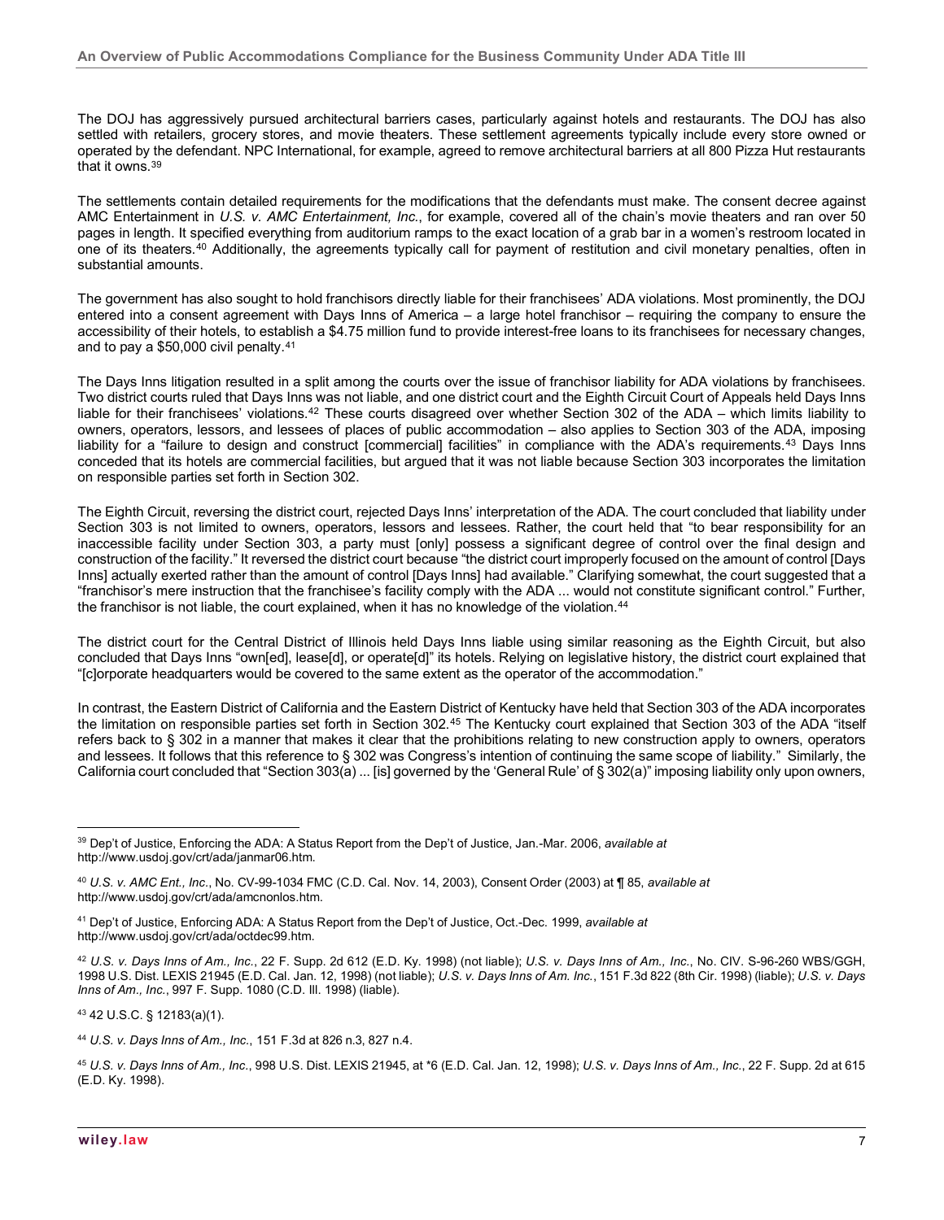The DOJ has aggressively pursued architectural barriers cases, particularly against hotels and restaurants. The DOJ has also settled with retailers, grocery stores, and movie theaters. These settlement agreements typically include every store owned or operated by the defendant. NPC International, for example, agreed to remove architectural barriers at all 800 Pizza Hut restaurants that it owns.[39]

The settlements contain detailed requirements for the modifications that the defendants must make. The consent decree against AMC Entertainment in *U.S. v. AMC Entertainment, Inc.*, for example, covered all of the chain's movie theaters and ran over 50 pages in length. It specified everything from auditorium ramps to the exact location of a grab bar in a women's restroom located in one of its theaters.[40] Additionally, the agreements typically call for payment of restitution and civil monetary penalties, often in substantial amounts.

The government has also sought to hold franchisors directly liable for their franchisees' ADA violations. Most prominently, the DOJ entered into a consent agreement with Days Inns of America – a large hotel franchisor – requiring the company to ensure the accessibility of their hotels, to establish a $4.75 million fund to provide interest-free loans to its franchisees for necessary changes, and to pay a $50,000 civil penalty.[41]

The Days Inns litigation resulted in a split among the courts over the issue of franchisor liability for ADA violations by franchisees. Two district courts ruled that Days Inns was not liable, and one district court and the Eighth Circuit Court of Appeals held Days Inns liable for their franchisees' violations.[42] These courts disagreed over whether Section 302 of the ADA – which limits liability to owners, operators, lessors, and lessees of places of public accommodation – also applies to Section 303 of the ADA, imposing liability for a "failure to design and construct [commercial] facilities" in compliance with the ADA's requirements.[43] Days Inns conceded that its hotels are commercial facilities, but argued that it was not liable because Section 303 incorporates the limitation on responsible parties set forth in Section 302.

The Eighth Circuit, reversing the district court, rejected Days Inns' interpretation of the ADA. The court concluded that liability under Section 303 is not limited to owners, operators, lessors and lessees. Rather, the court held that "to bear responsibility for an inaccessible facility under Section 303, a party must [only] possess a significant degree of control over the final design and construction of the facility." It reversed the district court because "the district court improperly focused on the amount of control [Days Inns] actually exerted rather than the amount of control [Days Inns] had available." Clarifying somewhat, the court suggested that a "franchisor's mere instruction that the franchisee's facility comply with the ADA ... would not constitute significant control." Further, the franchisor is not liable, the court explained, when it has no knowledge of the violation.[44]

The district court for the Central District of Illinois held Days Inns liable using similar reasoning as the Eighth Circuit, but also concluded that Days Inns "own[ed], lease[d], or operate[d]" its hotels. Relying on legislative history, the district court explained that "[c]orporate headquarters would be covered to the same extent as the operator of the accommodation."

In contrast, the Eastern District of California and the Eastern District of Kentucky have held that Section 303 of the ADA incorporates the limitation on responsible parties set forth in Section 302.[45] The Kentucky court explained that Section 303 of the ADA "itself refers back to § 302 in a manner that makes it clear that the prohibitions relating to new construction apply to owners, operators and lessees. It follows that this reference to § 302 was Congress's intention of continuing the same scope of liability." Similarly, the California court concluded that "Section 303(a) ... [is] governed by the 'General Rule' of § 302(a)" imposing liability only upon owners,

---

[39] Dep't of Justice, Enforcing the ADA: A Status Report from the Dep't of Justice, Jan.-Mar. 2006, *available at* http://www.usdoj.gov/crt/ada/janmar06.htm.

[40] *U.S. v. AMC Ent., Inc.*, No. CV-99-1034 FMC (C.D. Cal. Nov. 14, 2003), Consent Order (2003) at ¶ 85, *available at* http://www.usdoj.gov/crt/ada/amcnonlos.htm.

[41] Dep't of Justice, Enforcing ADA: A Status Report from the Dep't of Justice, Oct.-Dec. 1999, *available at* http://www.usdoj.gov/crt/ada/octdec99.htm.

[42] *U.S. v. Days Inns of Am., Inc.*, 22 F. Supp. 2d 612 (E.D. Ky. 1998) (not liable); *U.S. v. Days Inns of Am., Inc.*, No. CIV. S-96-260 WBS/GGH, 1998 U.S. Dist. LEXIS 21945 (E.D. Cal. Jan. 12, 1998) (not liable); *U.S. v. Days Inns of Am. Inc.*, 151 F.3d 822 (8th Cir. 1998) (liable); *U.S. v. Days Inns of Am., Inc.*, 997 F. Supp. 1080 (C.D. Ill. 1998) (liable).

[43] 42 U.S.C. § 12183(a)(1).

[44] *U.S. v. Days Inns of Am., Inc.*, 151 F.3d at 826 n.3, 827 n.4.

[45] *U.S. v. Days Inns of Am., Inc.*, 998 U.S. Dist. LEXIS 21945, at *6 (E.D. Cal. Jan. 12, 1998); *U.S. v. Days Inns of Am., Inc.*, 22 F. Supp. 2d at 615 (E.D. Ky. 1998).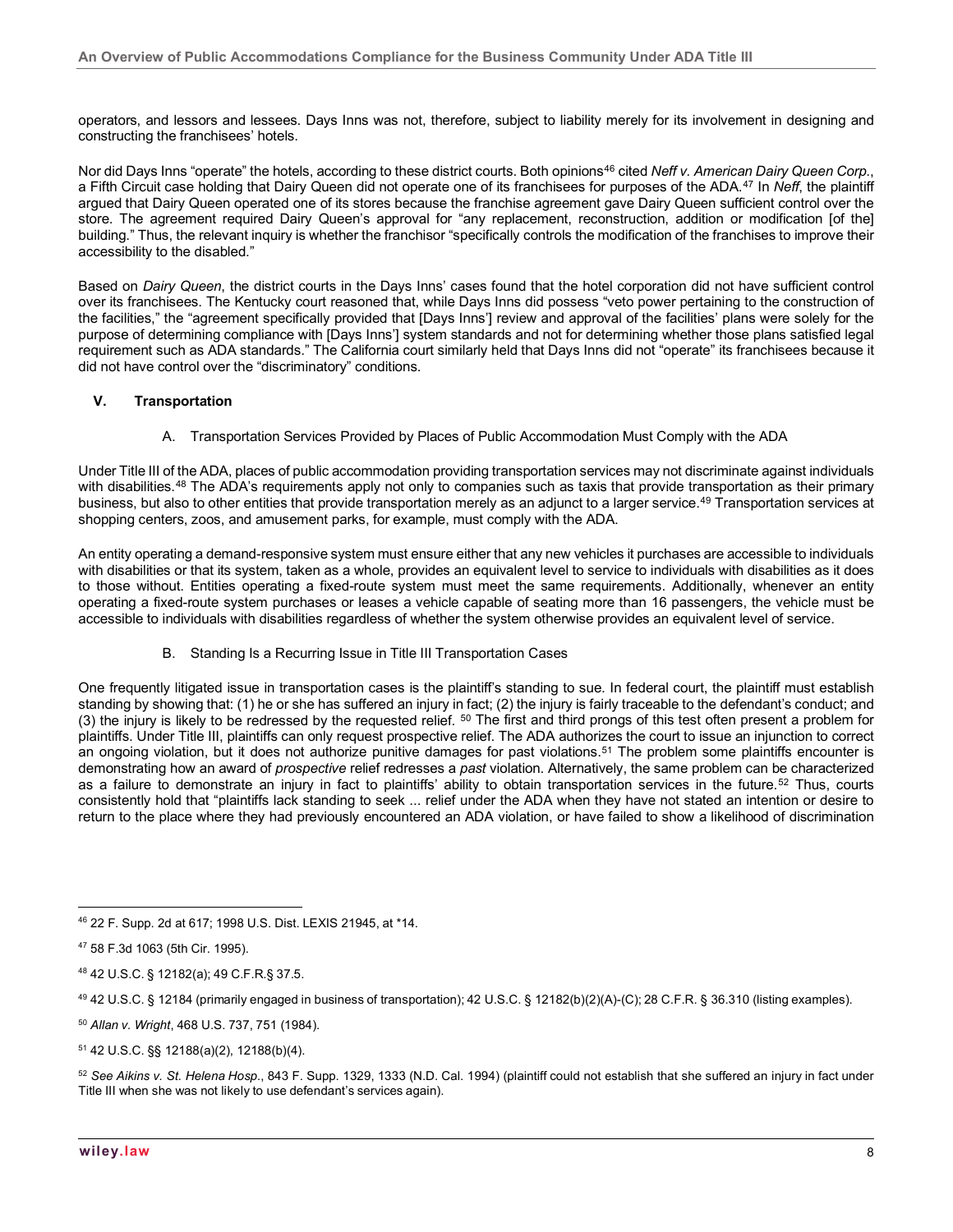operators, and lessors and lessees. Days Inns was not, therefore, subject to liability merely for its involvement in designing and constructing the franchisees' hotels.

Nor did Days Inns "operate" the hotels, according to these district courts. Both opinions[46] cited *Neff v. American Dairy Queen Corp.*, a Fifth Circuit case holding that Dairy Queen did not operate one of its franchisees for purposes of the ADA.[47] In *Neff*, the plaintiff argued that Dairy Queen operated one of its stores because the franchise agreement gave Dairy Queen sufficient control over the store. The agreement required Dairy Queen's approval for "any replacement, reconstruction, addition or modification [of the] building." Thus, the relevant inquiry is whether the franchisor "specifically controls the modification of the franchises to improve their accessibility to the disabled."

Based on *Dairy Queen*, the district courts in the Days Inns' cases found that the hotel corporation did not have sufficient control over its franchisees. The Kentucky court reasoned that, while Days Inns did possess "veto power pertaining to the construction of the facilities," the "agreement specifically provided that [Days Inns'] review and approval of the facilities' plans were solely for the purpose of determining compliance with [Days Inns'] system standards and not for determining whether those plans satisfied legal requirement such as ADA standards." The California court similarly held that Days Inns did not "operate" its franchisees because it did not have control over the "discriminatory" conditions.

## V. Transportation

### A. Transportation Services Provided by Places of Public Accommodation Must Comply with the ADA

Under Title III of the ADA, places of public accommodation providing transportation services may not discriminate against individuals with disabilities.[48] The ADA's requirements apply not only to companies such as taxis that provide transportation as their primary business, but also to other entities that provide transportation merely as an adjunct to a larger service.[49] Transportation services at shopping centers, zoos, and amusement parks, for example, must comply with the ADA.

An entity operating a demand-responsive system must ensure either that any new vehicles it purchases are accessible to individuals with disabilities or that its system, taken as a whole, provides an equivalent level to service to individuals with disabilities as it does to those without. Entities operating a fixed-route system must meet the same requirements. Additionally, whenever an entity operating a fixed-route system purchases or leases a vehicle capable of seating more than 16 passengers, the vehicle must be accessible to individuals with disabilities regardless of whether the system otherwise provides an equivalent level of service.

### B. Standing Is a Recurring Issue in Title III Transportation Cases

One frequently litigated issue in transportation cases is the plaintiff's standing to sue. In federal court, the plaintiff must establish standing by showing that: (1) he or she has suffered an injury in fact; (2) the injury is fairly traceable to the defendant's conduct; and (3) the injury is likely to be redressed by the requested relief.[50] The first and third prongs of this test often present a problem for plaintiffs. Under Title III, plaintiffs can only request prospective relief. The ADA authorizes the court to issue an injunction to correct an ongoing violation, but it does not authorize punitive damages for past violations.[51] The problem some plaintiffs encounter is demonstrating how an award of *prospective* relief redresses a *past* violation. Alternatively, the same problem can be characterized as a failure to demonstrate an injury in fact to plaintiffs' ability to obtain transportation services in the future.[52] Thus, courts consistently hold that "plaintiffs lack standing to seek ... relief under the ADA when they have not stated an intention or desire to return to the place where they had previously encountered an ADA violation, or have failed to show a likelihood of discrimination

---

[46] 22 F. Supp. 2d at 617; 1998 U.S. Dist. LEXIS 21945, at *14.

[47] 58 F.3d 1063 (5th Cir. 1995).

[48] 42 U.S.C. § 12182(a); 49 C.F.R.§ 37.5.

[49] 42 U.S.C. § 12184 (primarily engaged in business of transportation); 42 U.S.C. § 12182(b)(2)(A)-(C); 28 C.F.R. § 36.310 (listing examples).

[50] *Allan v. Wright*, 468 U.S. 737, 751 (1984).

[51] 42 U.S.C. §§ 12188(a)(2), 12188(b)(4).

[52] *See Aikins v. St. Helena Hosp.*, 843 F. Supp. 1329, 1333 (N.D. Cal. 1994) (plaintiff could not establish that she suffered an injury in fact under Title III when she was not likely to use defendant's services again).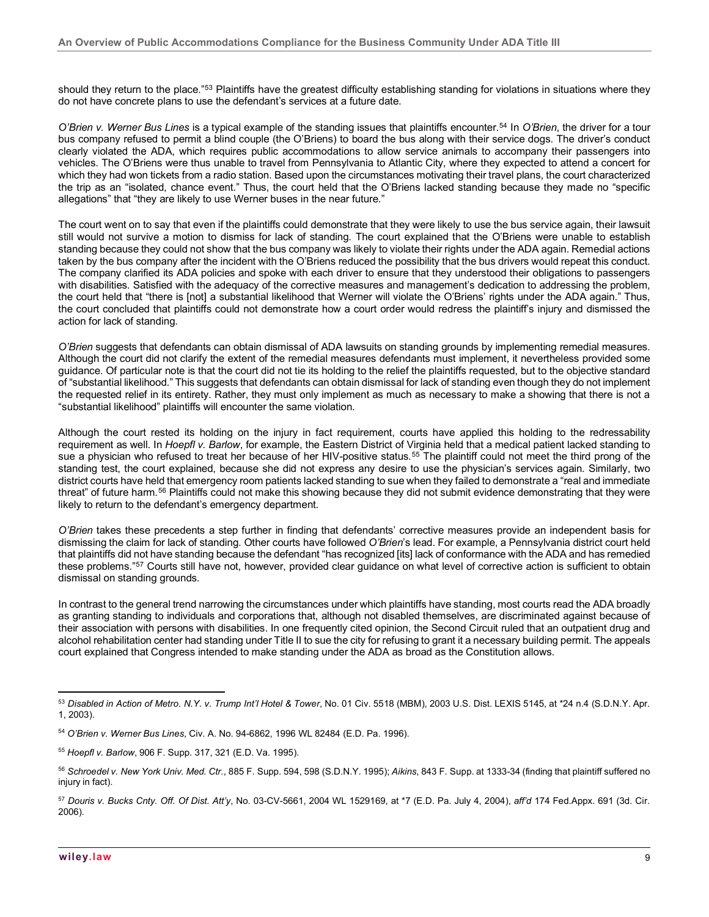should they return to the place."[53] Plaintiffs have the greatest difficulty establishing standing for violations in situations where they do not have concrete plans to use the defendant's services at a future date.

*O'Brien v. Werner Bus Lines* is a typical example of the standing issues that plaintiffs encounter.[54] In *O'Brien*, the driver for a tour bus company refused to permit a blind couple (the O'Briens) to board the bus along with their service dogs. The driver's conduct clearly violated the ADA, which requires public accommodations to allow service animals to accompany their passengers into vehicles. The O'Briens were thus unable to travel from Pennsylvania to Atlantic City, where they expected to attend a concert for which they had won tickets from a radio station. Based upon the circumstances motivating their travel plans, the court characterized the trip as an "isolated, chance event." Thus, the court held that the O'Briens lacked standing because they made no "specific allegations" that "they are likely to use Werner buses in the near future."

The court went on to say that even if the plaintiffs could demonstrate that they were likely to use the bus service again, their lawsuit still would not survive a motion to dismiss for lack of standing. The court explained that the O'Briens were unable to establish standing because they could not show that the bus company was likely to violate their rights under the ADA again. Remedial actions taken by the bus company after the incident with the O'Briens reduced the possibility that the bus drivers would repeat this conduct. The company clarified its ADA policies and spoke with each driver to ensure that they understood their obligations to passengers with disabilities. Satisfied with the adequacy of the corrective measures and management's dedication to addressing the problem, the court held that "there is [not] a substantial likelihood that Werner will violate the O'Briens' rights under the ADA again." Thus, the court concluded that plaintiffs could not demonstrate how a court order would redress the plaintiff's injury and dismissed the action for lack of standing.

*O'Brien* suggests that defendants can obtain dismissal of ADA lawsuits on standing grounds by implementing remedial measures. Although the court did not clarify the extent of the remedial measures defendants must implement, it nevertheless provided some guidance. Of particular note is that the court did not tie its holding to the relief the plaintiffs requested, but to the objective standard of "substantial likelihood." This suggests that defendants can obtain dismissal for lack of standing even though they do not implement the requested relief in its entirety. Rather, they must only implement as much as necessary to make a showing that there is not a "substantial likelihood" plaintiffs will encounter the same violation.

Although the court rested its holding on the injury in fact requirement, courts have applied this holding to the redressability requirement as well. In *Hoepfl v. Barlow*, for example, the Eastern District of Virginia held that a medical patient lacked standing to sue a physician who refused to treat her because of her HIV-positive status.[55] The plaintiff could not meet the third prong of the standing test, the court explained, because she did not express any desire to use the physician's services again. Similarly, two district courts have held that emergency room patients lacked standing to sue when they failed to demonstrate a "real and immediate threat" of future harm.[56] Plaintiffs could not make this showing because they did not submit evidence demonstrating that they were likely to return to the defendant's emergency department.

*O'Brien* takes these precedents a step further in finding that defendants' corrective measures provide an independent basis for dismissing the claim for lack of standing. Other courts have followed *O'Brien*'s lead. For example, a Pennsylvania district court held that plaintiffs did not have standing because the defendant "has recognized [its] lack of conformance with the ADA and has remedied these problems."[57] Courts still have not, however, provided clear guidance on what level of corrective action is sufficient to obtain dismissal on standing grounds.

In contrast to the general trend narrowing the circumstances under which plaintiffs have standing, most courts read the ADA broadly as granting standing to individuals and corporations that, although not disabled themselves, are discriminated against because of their association with persons with disabilities. In one frequently cited opinion, the Second Circuit ruled that an outpatient drug and alcohol rehabilitation center had standing under Title II to sue the city for refusing to grant it a necessary building permit. The appeals court explained that Congress intended to make standing under the ADA as broad as the Constitution allows.

---

[53] *Disabled in Action of Metro. N.Y. v. Trump Int'l Hotel & Tower*, No. 01 Civ. 5518 (MBM), 2003 U.S. Dist. LEXIS 5145, at *24 n.4 (S.D.N.Y. Apr. 1, 2003).

[54] *O'Brien v. Werner Bus Lines*, Civ. A. No. 94-6862, 1996 WL 82484 (E.D. Pa. 1996).

[55] *Hoepfl v. Barlow*, 906 F. Supp. 317, 321 (E.D. Va. 1995).

[56] *Schroedel v. New York Univ. Med. Ctr.*, 885 F. Supp. 594, 598 (S.D.N.Y. 1995); *Aikins*, 843 F. Supp. at 1333-34 (finding that plaintiff suffered no injury in fact).

[57] *Douris v. Bucks Cnty. Off. Of Dist. Att'y*, No. 03-CV-5661, 2004 WL 1529169, at *7 (E.D. Pa. July 4, 2004), *aff'd* 174 Fed.Appx. 691 (3d. Cir. 2006).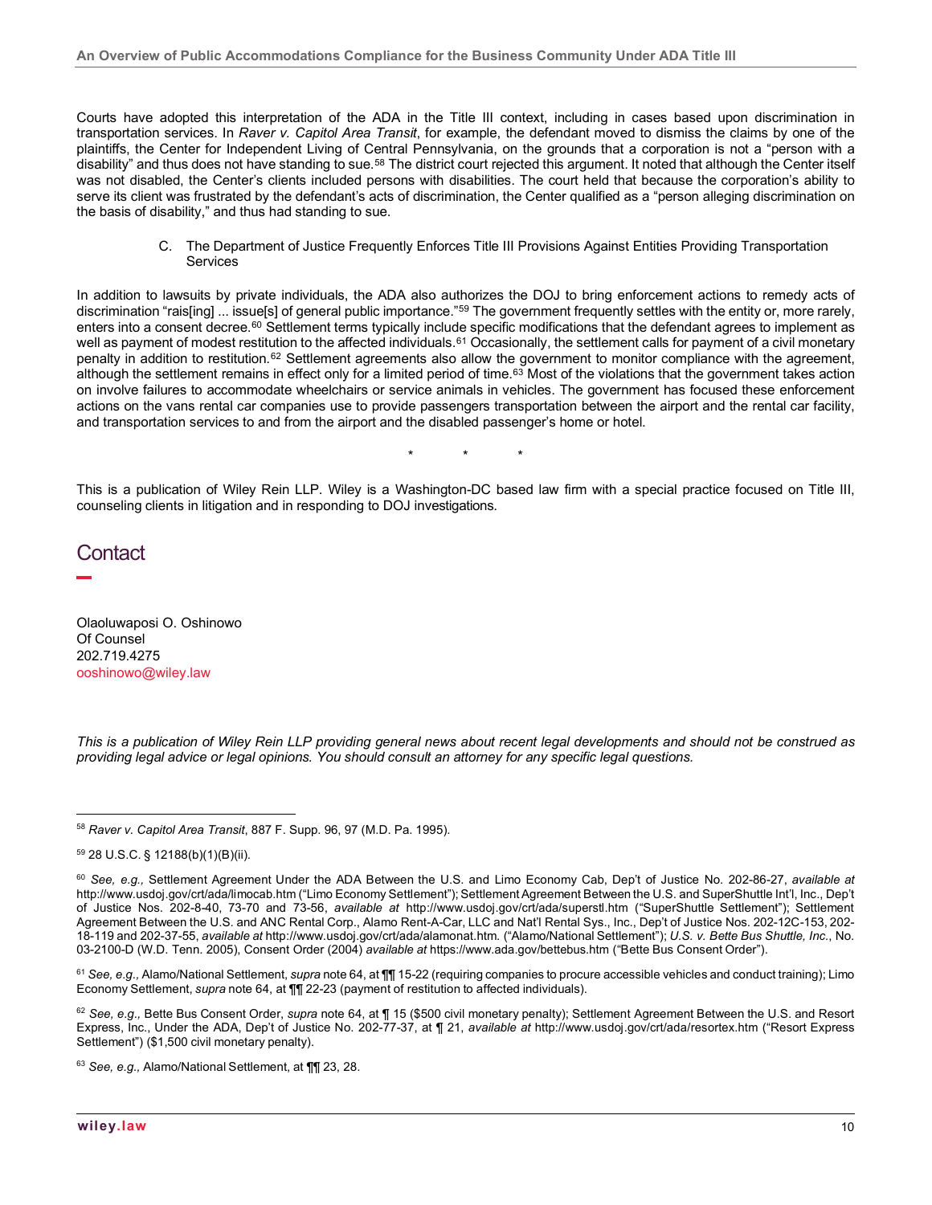Courts have adopted this interpretation of the ADA in the Title III context, including in cases based upon discrimination in transportation services. In *Raver v. Capitol Area Transit*, for example, the defendant moved to dismiss the claims by one of the plaintiffs, the Center for Independent Living of Central Pennsylvania, on the grounds that a corporation is not a "person with a disability" and thus does not have standing to sue.[58] The district court rejected this argument. It noted that although the Center itself was not disabled, the Center's clients included persons with disabilities. The court held that because the corporation's ability to serve its client was frustrated by the defendant's acts of discrimination, the Center qualified as a "person alleging discrimination on the basis of disability," and thus had standing to sue.

### C. The Department of Justice Frequently Enforces Title III Provisions Against Entities Providing Transportation Services

In addition to lawsuits by private individuals, the ADA also authorizes the DOJ to bring enforcement actions to remedy acts of discrimination "rais[ing] ... issue[s] of general public importance."[59] The government frequently settles with the entity or, more rarely, enters into a consent decree.[60] Settlement terms typically include specific modifications that the defendant agrees to implement as well as payment of modest restitution to the affected individuals.[61] Occasionally, the settlement calls for payment of a civil monetary penalty in addition to restitution.[62] Settlement agreements also allow the government to monitor compliance with the agreement, although the settlement remains in effect only for a limited period of time.[63] Most of the violations that the government takes action on involve failures to accommodate wheelchairs or service animals in vehicles. The government has focused these enforcement actions on the vans rental car companies use to provide passengers transportation between the airport and the rental car facility, and transportation services to and from the airport and the disabled passenger's home or hotel.

\* \* \*

This is a publication of Wiley Rein LLP. Wiley is a Washington-DC based law firm with a special practice focused on Title III, counseling clients in litigation and in responding to DOJ investigations.

## Contact

Olaoluwaposi O. Oshinowo
Of Counsel
202.719.4275
ooshinowo@wiley.law

*This is a publication of Wiley Rein LLP providing general news about recent legal developments and should not be construed as providing legal advice or legal opinions. You should consult an attorney for any specific legal questions.*

---

[58] *Raver v. Capitol Area Transit*, 887 F. Supp. 96, 97 (M.D. Pa. 1995).

[59] 28 U.S.C. § 12188(b)(1)(B)(ii).

[60] *See, e.g.,* Settlement Agreement Under the ADA Between the U.S. and Limo Economy Cab, Dep't of Justice No. 202-86-27, *available at* http://www.usdoj.gov/crt/ada/limocab.htm ("Limo Economy Settlement"); Settlement Agreement Between the U.S. and SuperShuttle Int'l, Inc., Dep't of Justice Nos. 202-8-40, 73-70 and 73-56, *available at* http://www.usdoj.gov/crt/ada/superstl.htm ("SuperShuttle Settlement"); Settlement Agreement Between the U.S. and ANC Rental Corp., Alamo Rent-A-Car, LLC and Nat'l Rental Sys., Inc., Dep't of Justice Nos. 202-12C-153, 202-18-119 and 202-37-55, *available at* http://www.usdoj.gov/crt/ada/alamonat.htm. ("Alamo/National Settlement"); *U.S. v. Bette Bus Shuttle, Inc.*, No. 03-2100-D (W.D. Tenn. 2005), Consent Order (2004) *available at* https://www.ada.gov/bettebus.htm ("Bette Bus Consent Order").

[61] *See, e.g.,* Alamo/National Settlement, *supra* note 64, at ¶¶ 15-22 (requiring companies to procure accessible vehicles and conduct training); Limo Economy Settlement, *supra* note 64, at ¶¶ 22-23 (payment of restitution to affected individuals).

[62] *See, e.g.,* Bette Bus Consent Order, *supra* note 64, at ¶ 15 ($500 civil monetary penalty); Settlement Agreement Between the U.S. and Resort Express, Inc., Under the ADA, Dep't of Justice No. 202-77-37, at ¶ 21, *available at* http://www.usdoj.gov/crt/ada/resortex.htm ("Resort Express Settlement") ($1,500 civil monetary penalty).

[63] *See, e.g.,* Alamo/National Settlement, at ¶¶ 23, 28.